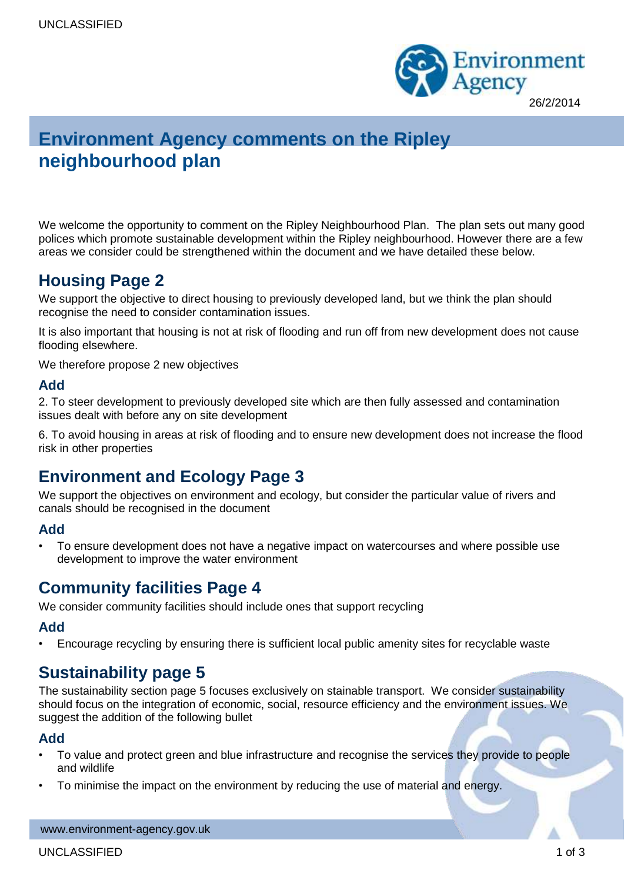26/2/2014

# Environment Agency comments on the Ripley neighbourhood plan

We welcome the opportunity to comment on the Ripley Neighbourhood Plan. The plan sets out many good polices which promote sustainable development within the Ripley neighbourhood. However there are a few areas we consider could be strengthened within the document and we have detailed these below.

## Housing Page 2

We support the objective to direct housing to previously developed land, but we think the plan should recognise the need to consider contamination issues.

It is also important that housing is not at risk of flooding and run off from new development does not cause flooding elsewhere.

We therefore propose 2 new objectives

### Add

2. To steer development to previously developed site which are then fully assessed and contamination issues dealt with before any on site development

6. To avoid housing in areas at risk of flooding and to ensure new development does not increase the flood risk in other properties

## Environment and Ecology Page 3

We support the objectives on environment and ecology, but consider the particular value of rivers and canals should be recognised in the document

### Add

- To ensure development does not have a negative impact on watercourses and where possible use development to improve the water environment

## Community facilities Page 4

We consider community facilities should include ones that support recycling

### Add

- Encourage recycling by ensuring there is sufficient local public amenity sites for recyclable waste

## Sustainability page 5

The sustainability section page 5 focuses exclusively on stainable transport. We consider sustainability should focus on the integration of economic, social, resource efficiency and the environment issues. We suggest the addition of the following bullet

### Add

- To value and protect green and blue infrastructure and recognise the services they provide to people and wildlife
- To minimise the impact on the environment by reducing the use of material and energy.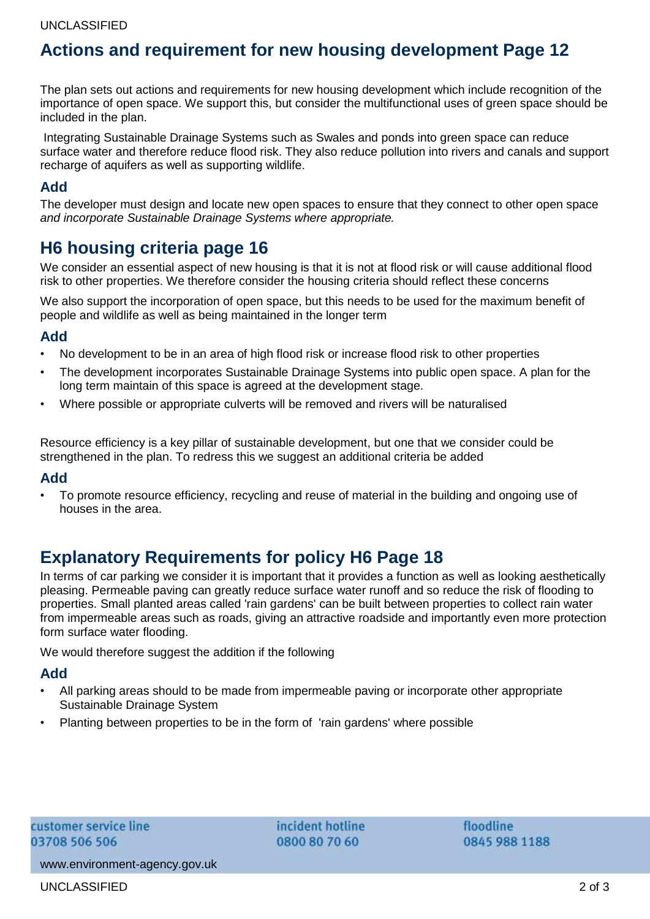## Actions and requirement for new housing development Page 12

The plan sets out actions and requirements for new housing development which include recognition of the importance of open space. We support this, but consider the multifunctional uses of green space should be included in the plan.

Integrating Sustainable Drainage Systems such as Swales and ponds into green space can reduce surface water and therefore reduce flood risk. They also reduce pollution into rivers and canals and support recharge of aquifers as well as supporting wildlife.

### Add

The developer must design and locate new open spaces to ensure that they connect to other open space *and incorporate Sustainable Drainage Systems where appropriate.*

## H6 housing criteria page 16

We consider an essential aspect of new housing is that it is not at flood risk or will cause additional flood risk to other properties. We therefore consider the housing criteria should reflect these concerns

We also support the incorporation of open space, but this needs to be used for the maximum benefit of people and wildlife as well as being maintained in the longer term

### Add

- No development to be in an area of high flood risk or increase flood risk to other properties
- The development incorporates Sustainable Drainage Systems into public open space. A plan for the long term maintain of this space is agreed at the development stage.
- Where possible or appropriate culverts will be removed and rivers will be naturalised

Resource efficiency is a key pillar of sustainable development, but one that we consider could be strengthened in the plan. To redress this we suggest an additional criteria be added

### Add

- To promote resource efficiency, recycling and reuse of material in the building and ongoing use of houses in the area.

## Explanatory Requirements for policy H6 Page 18

In terms of car parking we consider it is important that it provides a function as well as looking aesthetically pleasing. Permeable paving can greatly reduce surface water runoff and so reduce the risk of flooding to properties. Small planted areas called 'rain gardens' can be built between properties to collect rain water from impermeable areas such as roads, giving an attractive roadside and importantly even more protection form surface water flooding.

We would therefore suggest the addition if the following

### Add

- All parking areas should to be made from impermeable paving or incorporate other appropriate Sustainable Drainage System
- Planting between properties to be in the form of 'rain gardens' where possible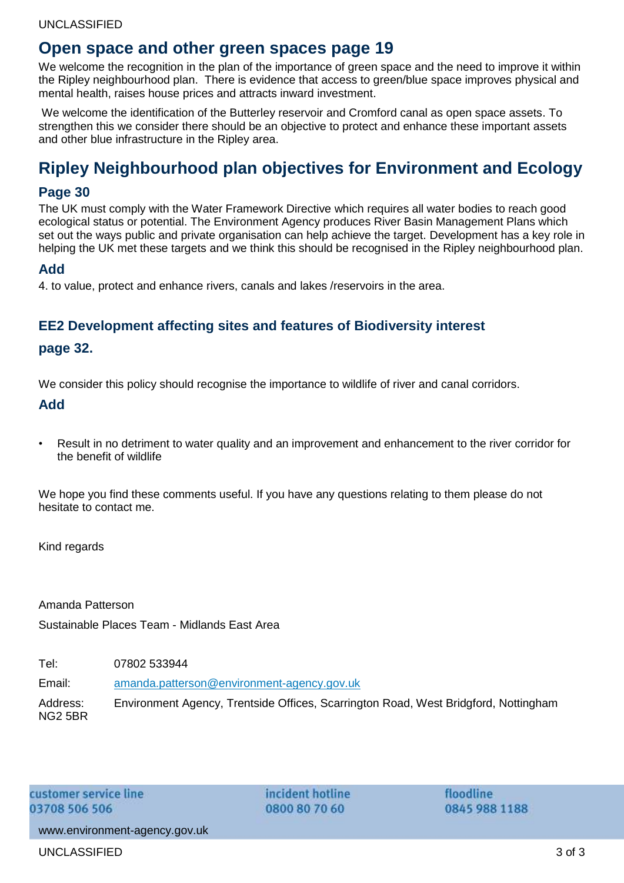## Open space and other green spaces page 19

We welcome the recognition in the plan of the importance of green space and the need to improve it within the Ripley neighbourhood plan. There is evidence that access to green/blue space improves physical and mental health, raises house prices and attracts inward investment.

We welcome the identification of the Butterley reservoir and Cromford canal as open space assets. To strengthen this we consider there should be an objective to protect and enhance these important assets and other blue infrastructure in the Ripley area.

## Ripley Neighbourhood plan objectives for Environment and Ecology

### Page 30

The UK must comply with the Water Framework Directive which requires all water bodies to reach good ecological status or potential. The Environment Agency produces River Basin Management Plans which set out the ways public and private organisation can help achieve the target. Development has a key role in helping the UK met these targets and we think this should be recognised in the Ripley neighbourhood plan.

### Add

4. to value, protect and enhance rivers, canals and lakes /reservoirs in the area.

### EE2 Development affecting sites and features of Biodiversity interest

### page 32.

We consider this policy should recognise the importance to wildlife of river and canal corridors.

### Add

- Result in no detriment to water quality and an improvement and enhancement to the river corridor for the benefit of wildlife

We hope you find these comments useful. If you have any questions relating to them please do not hesitate to contact me.

Kind regards

Amanda Patterson

Sustainable Places Team - Midlands East Area

Tel: 07802 533944

Email: amanda.patterson@environment-agency.gov.uk

Address: Environment Agency, Trentside Offices, Scarrington Road, West Bridgford, Nottingham NG2 5BR

customer service line 03708 506 506

incident hotline 0800 80 70 60

floodline 0845 988 1188

www.environment-agency.gov.uk